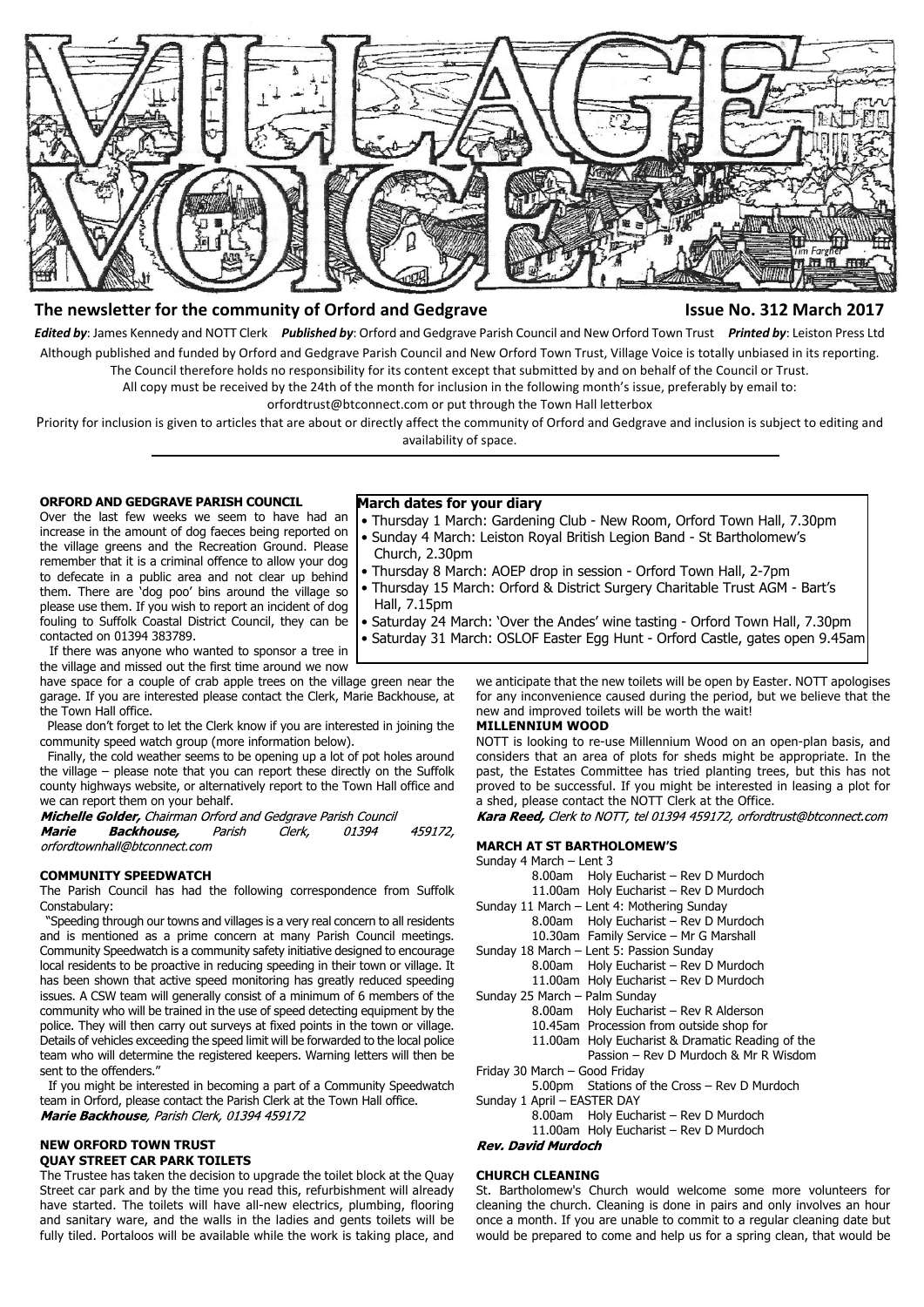# VILLAGE VOICE

**The newsletter for the community of Orford and Gedgrave** **Issue No. 312 March 2017**

***Edited by***: James Kennedy and NOTT Clerk ***Published by***: Orford and Gedgrave Parish Council and New Orford Town Trust ***Printed by***: Leiston Press Ltd

Although published and funded by Orford and Gedgrave Parish Council and New Orford Town Trust, Village Voice is totally unbiased in its reporting. The Council therefore holds no responsibility for its content except that submitted by and on behalf of the Council or Trust.

All copy must be received by the 24th of the month for inclusion in the following month's issue, preferably by email to: orfordtrust@btconnect.com or put through the Town Hall letterbox

Priority for inclusion is given to articles that are about or directly affect the community of Orford and Gedgrave and inclusion is subject to editing and availability of space.

---

### ORFORD AND GEDGRAVE PARISH COUNCIL

Over the last few weeks we seem to have had an increase in the amount of dog faeces being reported on the village greens and the Recreation Ground. Please remember that it is a criminal offence to allow your dog to defecate in a public area and not clear up behind them. There are 'dog poo' bins around the village so please use them. If you wish to report an incident of dog fouling to Suffolk Coastal District Council, they can be contacted on 01394 383789.

If there was anyone who wanted to sponsor a tree in the village and missed out the first time around we now have space for a couple of crab apple trees on the village green near the garage. If you are interested please contact the Clerk, Marie Backhouse, at the Town Hall office.

Please don't forget to let the Clerk know if you are interested in joining the community speed watch group (more information below).

Finally, the cold weather seems to be opening up a lot of pot holes around the village – please note that you can report these directly on the Suffolk county highways website, or alternatively report to the Town Hall office and we can report them on your behalf.

***Michelle Golder,*** *Chairman Orford and Gedgrave Parish Council*
***Marie Backhouse,*** *Parish Clerk, 01394 459172, orfordtownhall@btconnect.com*

### COMMUNITY SPEEDWATCH

The Parish Council has had the following correspondence from Suffolk Constabulary:

"Speeding through our towns and villages is a very real concern to all residents and is mentioned as a prime concern at many Parish Council meetings. Community Speedwatch is a community safety initiative designed to encourage local residents to be proactive in reducing speeding in their town or village. It has been shown that active speed monitoring has greatly reduced speeding issues. A CSW team will generally consist of a minimum of 6 members of the community who will be trained in the use of speed detecting equipment by the police. They will then carry out surveys at fixed points in the town or village. Details of vehicles exceeding the speed limit will be forwarded to the local police team who will determine the registered keepers. Warning letters will then be sent to the offenders."

If you might be interested in becoming a part of a Community Speedwatch team in Orford, please contact the Parish Clerk at the Town Hall office.

***Marie Backhouse****, Parish Clerk, 01394 459172*

### NEW ORFORD TOWN TRUST

#### QUAY STREET CAR PARK TOILETS

The Trustee has taken the decision to upgrade the toilet block at the Quay Street car park and by the time you read this, refurbishment will already have started. The toilets will have all-new electrics, plumbing, flooring and sanitary ware, and the walls in the ladies and gents toilets will be fully tiled. Portaloos will be available while the work is taking place, and we anticipate that the new toilets will be open by Easter. NOTT apologises for any inconvenience caused during the period, but we believe that the new and improved toilets will be worth the wait!

#### MILLENNIUM WOOD

NOTT is looking to re-use Millennium Wood on an open-plan basis, and considers that an area of plots for sheds might be appropriate. In the past, the Estates Committee has tried planting trees, but this has not proved to be successful. If you might be interested in leasing a plot for a shed, please contact the NOTT Clerk at the Office.

***Kara Reed,*** *Clerk to NOTT, tel 01394 459172, orfordtrust@btconnect.com*

### March dates for your diary

- Thursday 1 March: Gardening Club - New Room, Orford Town Hall, 7.30pm
- Sunday 4 March: Leiston Royal British Legion Band - St Bartholomew's Church, 2.30pm
- Thursday 8 March: AOEP drop in session - Orford Town Hall, 2-7pm
- Thursday 15 March: Orford & District Surgery Charitable Trust AGM - Bart's Hall, 7.15pm
- Saturday 24 March: 'Over the Andes' wine tasting - Orford Town Hall, 7.30pm
- Saturday 31 March: OSLOF Easter Egg Hunt - Orford Castle, gates open 9.45am

### MARCH AT ST BARTHOLOMEW'S

Sunday 4 March – Lent 3
- 8.00am Holy Eucharist – Rev D Murdoch
- 11.00am Holy Eucharist – Rev D Murdoch

Sunday 11 March – Lent 4: Mothering Sunday
- 8.00am Holy Eucharist – Rev D Murdoch
- 10.30am Family Service – Mr G Marshall

Sunday 18 March – Lent 5: Passion Sunday
- 8.00am Holy Eucharist – Rev D Murdoch
- 11.00am Holy Eucharist – Rev D Murdoch

Sunday 25 March – Palm Sunday
- 8.00am Holy Eucharist – Rev R Alderson
- 10.45am Procession from outside shop for
- 11.00am Holy Eucharist & Dramatic Reading of the Passion – Rev D Murdoch & Mr R Wisdom

Friday 30 March – Good Friday
- 5.00pm Stations of the Cross – Rev D Murdoch

Sunday 1 April – EASTER DAY
- 8.00am Holy Eucharist – Rev D Murdoch
- 11.00am Holy Eucharist – Rev D Murdoch

***Rev. David Murdoch***

### CHURCH CLEANING

St. Bartholomew's Church would welcome some more volunteers for cleaning the church. Cleaning is done in pairs and only involves an hour once a month. If you are unable to commit to a regular cleaning date but would be prepared to come and help us for a spring clean, that would be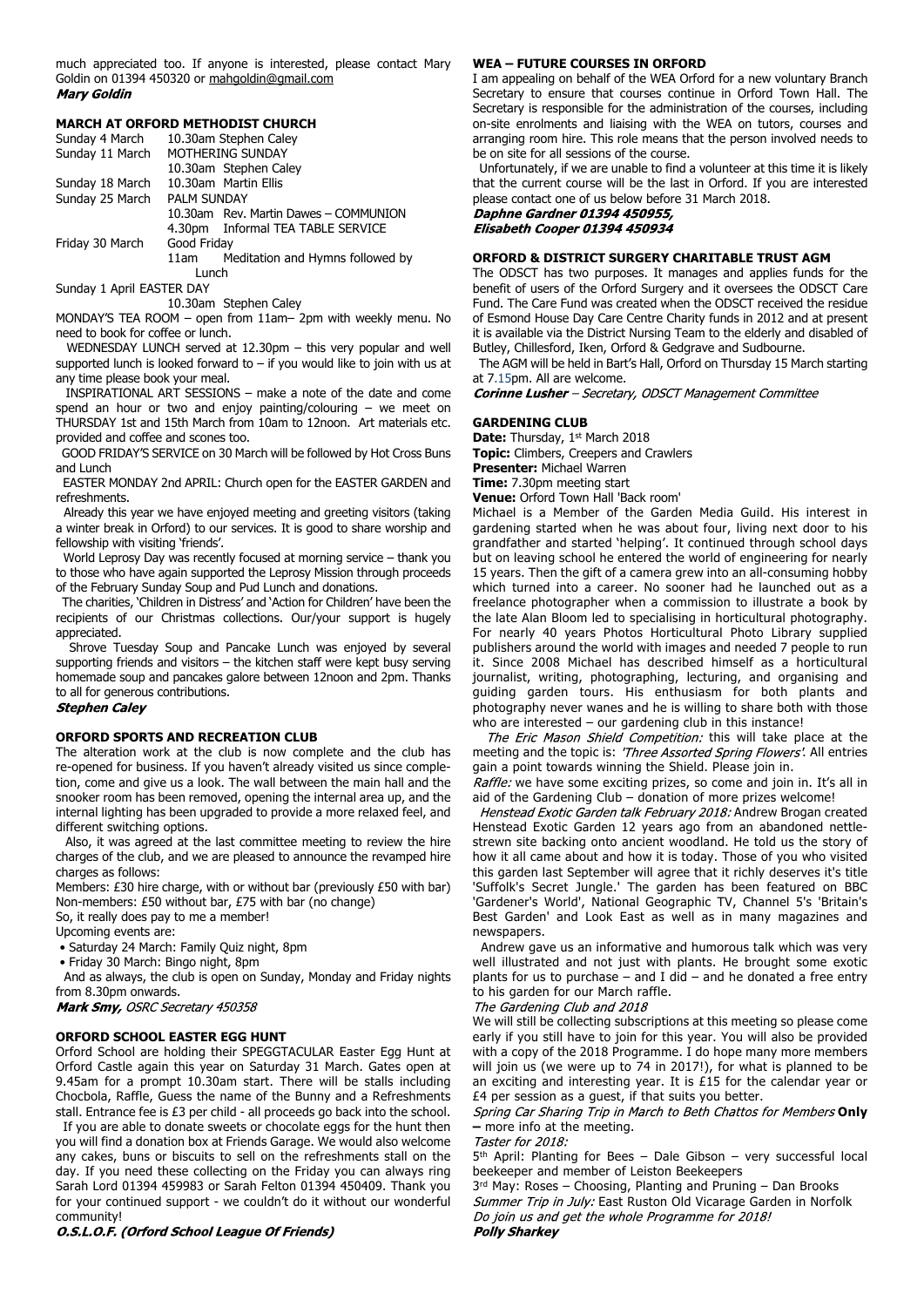much appreciated too. If anyone is interested, please contact Mary Goldin on 01394 450320 or mahgoldin@gmail.com

***Mary Goldin***

**MARCH AT ORFORD METHODIST CHURCH**

Sunday 4 March 10.30am Stephen Caley
Sunday 11 March MOTHERING SUNDAY
10.30am Stephen Caley
Sunday 18 March 10.30am Martin Ellis
Sunday 25 March PALM SUNDAY
10.30am Rev. Martin Dawes – COMMUNION
4.30pm Informal TEA TABLE SERVICE
Friday 30 March Good Friday
11am Meditation and Hymns followed by Lunch
Sunday 1 April EASTER DAY
10.30am Stephen Caley

MONDAY'S TEA ROOM – open from 11am– 2pm with weekly menu. No need to book for coffee or lunch.

WEDNESDAY LUNCH served at 12.30pm – this very popular and well supported lunch is looked forward to – if you would like to join with us at any time please book your meal.

INSPIRATIONAL ART SESSIONS – make a note of the date and come spend an hour or two and enjoy painting/colouring – we meet on THURSDAY 1st and 15th March from 10am to 12noon. Art materials etc. provided and coffee and scones too.

GOOD FRIDAY'S SERVICE on 30 March will be followed by Hot Cross Buns and Lunch

EASTER MONDAY 2nd APRIL: Church open for the EASTER GARDEN and refreshments.

Already this year we have enjoyed meeting and greeting visitors (taking a winter break in Orford) to our services. It is good to share worship and fellowship with visiting 'friends'.

World Leprosy Day was recently focused at morning service – thank you to those who have again supported the Leprosy Mission through proceeds of the February Sunday Soup and Pud Lunch and donations.

The charities, 'Children in Distress' and 'Action for Children' have been the recipients of our Christmas collections. Our/your support is hugely appreciated.

Shrove Tuesday Soup and Pancake Lunch was enjoyed by several supporting friends and visitors – the kitchen staff were kept busy serving homemade soup and pancakes galore between 12noon and 2pm. Thanks to all for generous contributions.

***Stephen Caley***

**ORFORD SPORTS AND RECREATION CLUB**

The alteration work at the club is now complete and the club has re-opened for business. If you haven't already visited us since completion, come and give us a look. The wall between the main hall and the snooker room has been removed, opening the internal area up, and the internal lighting has been upgraded to provide a more relaxed feel, and different switching options.

Also, it was agreed at the last committee meeting to review the hire charges of the club, and we are pleased to announce the revamped hire charges as follows:

Members: £30 hire charge, with or without bar (previously £50 with bar)
Non-members: £50 without bar, £75 with bar (no change)
So, it really does pay to me a member!

Upcoming events are:

- Saturday 24 March: Family Quiz night, 8pm
- Friday 30 March: Bingo night, 8pm

And as always, the club is open on Sunday, Monday and Friday nights from 8.30pm onwards.

***Mark Smy,*** *OSRC Secretary 450358*

**ORFORD SCHOOL EASTER EGG HUNT**

Orford School are holding their SPEGGTACULAR Easter Egg Hunt at Orford Castle again this year on Saturday 31 March. Gates open at 9.45am for a prompt 10.30am start. There will be stalls including Chocbola, Raffle, Guess the name of the Bunny and a Refreshments stall. Entrance fee is £3 per child - all proceeds go back into the school.

If you are able to donate sweets or chocolate eggs for the hunt then you will find a donation box at Friends Garage. We would also welcome any cakes, buns or biscuits to sell on the refreshments stall on the day. If you need these collecting on the Friday you can always ring Sarah Lord 01394 459983 or Sarah Felton 01394 450409. Thank you for your continued support - we couldn't do it without our wonderful community!

***O.S.L.O.F. (Orford School League Of Friends)***

**WEA – FUTURE COURSES IN ORFORD**

I am appealing on behalf of the WEA Orford for a new voluntary Branch Secretary to ensure that courses continue in Orford Town Hall. The Secretary is responsible for the administration of the courses, including on-site enrolments and liaising with the WEA on tutors, courses and arranging room hire. This role means that the person involved needs to be on site for all sessions of the course.

Unfortunately, if we are unable to find a volunteer at this time it is likely that the current course will be the last in Orford. If you are interested please contact one of us below before 31 March 2018.

***Daphne Gardner 01394 450955,***
***Elisabeth Cooper 01394 450934***

**ORFORD & DISTRICT SURGERY CHARITABLE TRUST AGM**

The ODSCT has two purposes. It manages and applies funds for the benefit of users of the Orford Surgery and it oversees the ODSCT Care Fund. The Care Fund was created when the ODSCT received the residue of Esmond House Day Care Centre Charity funds in 2012 and at present it is available via the District Nursing Team to the elderly and disabled of Butley, Chillesford, Iken, Orford & Gedgrave and Sudbourne.

The AGM will be held in Bart's Hall, Orford on Thursday 15 March starting at 7.15pm. All are welcome.

***Corinne Lusher*** *– Secretary, ODSCT Management Committee*

**GARDENING CLUB**

**Date:** Thursday, 1st March 2018
**Topic:** Climbers, Creepers and Crawlers
**Presenter:** Michael Warren
**Time:** 7.30pm meeting start
**Venue:** Orford Town Hall 'Back room'

Michael is a Member of the Garden Media Guild. His interest in gardening started when he was about four, living next door to his grandfather and started 'helping'. It continued through school days but on leaving school he entered the world of engineering for nearly 15 years. Then the gift of a camera grew into an all-consuming hobby which turned into a career. No sooner had he launched out as a freelance photographer when a commission to illustrate a book by the late Alan Bloom led to specialising in horticultural photography. For nearly 40 years Photos Horticultural Photo Library supplied publishers around the world with images and needed 7 people to run it. Since 2008 Michael has described himself as a horticultural journalist, writing, photographing, lecturing, and organising and guiding garden tours. His enthusiasm for both plants and photography never wanes and he is willing to share both with those who are interested – our gardening club in this instance!

*The Eric Mason Shield Competition:* this will take place at the meeting and the topic is: *'Three Assorted Spring Flowers'*. All entries gain a point towards winning the Shield. Please join in.

*Raffle:* we have some exciting prizes, so come and join in. It's all in aid of the Gardening Club – donation of more prizes welcome!

*Henstead Exotic Garden talk February 2018:* Andrew Brogan created Henstead Exotic Garden 12 years ago from an abandoned nettle-strewn site backing onto ancient woodland. He told us the story of how it all came about and how it is today. Those of you who visited this garden last September will agree that it richly deserves it's title 'Suffolk's Secret Jungle.' The garden has been featured on BBC 'Gardener's World', National Geographic TV, Channel 5's 'Britain's Best Garden' and Look East as well as in many magazines and newspapers.

Andrew gave us an informative and humorous talk which was very well illustrated and not just with plants. He brought some exotic plants for us to purchase – and I did – and he donated a free entry to his garden for our March raffle.

*The Gardening Club and 2018*

We will still be collecting subscriptions at this meeting so please come early if you still have to join for this year. You will also be provided with a copy of the 2018 Programme. I do hope many more members will join us (we were up to 74 in 2017!), for what is planned to be an exciting and interesting year. It is £15 for the calendar year or £4 per session as a guest, if that suits you better.

*Spring Car Sharing Trip in March to Beth Chattos for Members* **Only –** more info at the meeting.

*Taster for 2018:*

5th April: Planting for Bees – Dale Gibson – very successful local beekeeper and member of Leiston Beekeepers

3rd May: Roses – Choosing, Planting and Pruning – Dan Brooks

*Summer Trip in July:* East Ruston Old Vicarage Garden in Norfolk

*Do join us and get the whole Programme for 2018!*

***Polly Sharkey***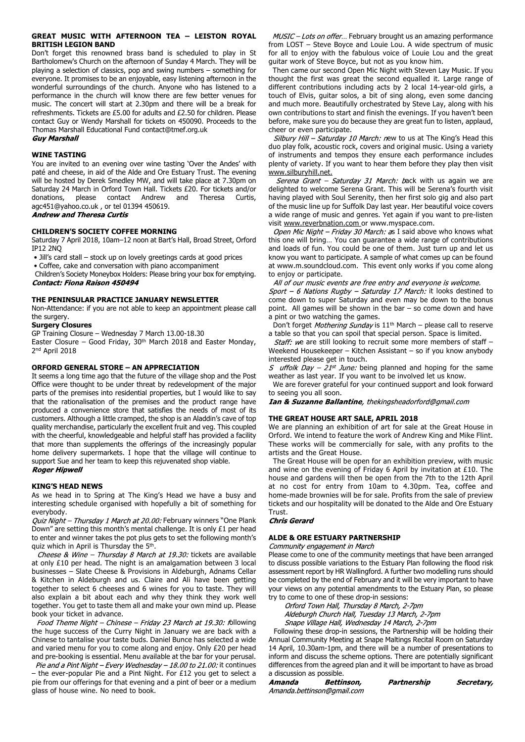## GREAT MUSIC WITH AFTERNOON TEA – LEISTON ROYAL BRITISH LEGION BAND

Don't forget this renowned brass band is scheduled to play in St Bartholomew's Church on the afternoon of Sunday 4 March. They will be playing a selection of classics, pop and swing numbers – something for everyone. It promises to be an enjoyable, easy listening afternoon in the wonderful surroundings of the church. Anyone who has listened to a performance in the church will know there are few better venues for music. The concert will start at 2.30pm and there will be a break for refreshments. Tickets are £5.00 for adults and £2.50 for children. Please contact Guy or Wendy Marshall for tickets on 450090. Proceeds to the Thomas Marshall Educational Fund contact@tmef.org.uk

***Guy Marshall***

## WINE TASTING

You are invited to an evening over wine tasting 'Over the Andes' with paté and cheese, in aid of the Alde and Ore Estuary Trust. The evening will be hosted by Derek Smedley MW, and will take place at 7.30pm on Saturday 24 March in Orford Town Hall. Tickets £20. For tickets and/or donations, please contact Andrew and Theresa Curtis, agc451@yahoo.co.uk , or tel 01394 450619.

***Andrew and Theresa Curtis***

## CHILDREN'S SOCIETY COFFEE MORNING

Saturday 7 April 2018, 10am–12 noon at Bart's Hall, Broad Street, Orford IP12 2NQ

- Jill's card stall – stock up on lovely greetings cards at good prices
- Coffee, cake and conversation with piano accompaniment

Children's Society Moneybox Holders: Please bring your box for emptying.

***Contact: Fiona Raison 450494***

## THE PENINSULAR PRACTICE JANUARY NEWSLETTER

Non-Attendance: if you are not able to keep an appointment please call the surgery.

**Surgery Closures**

GP Training Closure – Wednesday 7 March 13.00-18.30

Easter Closure – Good Friday, 30th March 2018 and Easter Monday, 2nd April 2018

## ORFORD GENERAL STORE – AN APPRECIATION

It seems a long time ago that the future of the village shop and the Post Office were thought to be under threat by redevelopment of the major parts of the premises into residential properties, but I would like to say that the rationalisation of the premises and the product range have produced a convenience store that satisfies the needs of most of its customers. Although a little cramped, the shop is an Aladdin's cave of top quality merchandise, particularly the excellent fruit and veg. This coupled with the cheerful, knowledgeable and helpful staff has provided a facility that more than supplements the offerings of the increasingly popular home delivery supermarkets. I hope that the village will continue to support Sue and her team to keep this rejuvenated shop viable.

***Roger Hipwell***

## KING'S HEAD NEWS

As we head in to Spring at The King's Head we have a busy and interesting schedule organised with hopefully a bit of something for everybody.

*Quiz Night – Thursday 1 March at 20.00:* February winners "One Plank Down" are setting this month's mental challenge. It is only £1 per head to enter and winner takes the pot plus gets to set the following month's quiz which in April is Thursday the 5th.

*Cheese & Wine – Thursday 8 March at 19.30:* tickets are available at only £10 per head. The night is an amalgamation between 3 local businesses – Slate Cheese & Provisions in Aldeburgh, Adnams Cellar & Kitchen in Aldeburgh and us. Claire and Ali have been getting together to select 6 cheeses and 6 wines for you to taste. They will also explain a bit about each and why they think they work well together. You get to taste them all and make your own mind up. Please book your ticket in advance.

*Food Theme Night – Chinese – Friday 23 March at 19.30: f*ollowing the huge success of the Curry Night in January we are back with a Chinese to tantalise your taste buds. Daniel Bunce has selected a wide and varied menu for you to come along and enjoy. Only £20 per head and pre-booking is essential. Menu available at the bar for your perusal.

*Pie and a Pint Night – Every Wednesday – 18.00 to 21.00:* it continues – the ever-popular Pie and a Pint Night. For £12 you get to select a pie from our offerings for that evening and a pint of beer or a medium glass of house wine. No need to book.

*MUSIC – Lots on offer…* February brought us an amazing performance from LOST – Steve Boyce and Louie Lou. A wide spectrum of music for all to enjoy with the fabulous voice of Louie Lou and the great guitar work of Steve Boyce, but not as you know him.

Then came our second Open Mic Night with Steven Lay Music. If you thought the first was great the second equalled it. Large range of different contributions including acts by 2 local 14-year-old girls, a touch of Elvis, guitar solos, a bit of sing along, even some dancing and much more. Beautifully orchestrated by Steve Lay, along with his own contributions to start and finish the evenings. If you haven't been before, make sure you do because they are great fun to listen, applaud, cheer or even participate.

*Silbury Hill – Saturday 10 March: n*ew to us at The King's Head this duo play folk, acoustic rock, covers and original music. Using a variety of instruments and tempos they ensure each performance includes plenty of variety. If you want to hear them before they play then visit www.silburyhill.net.

*Serena Grant – Saturday 31 March: b*ack with us again we are delighted to welcome Serena Grant. This will be Serena's fourth visit having played with Soul Serenity, then her first solo gig and also part of the music line up for Suffolk Day last year. Her beautiful voice covers a wide range of music and genres. Yet again if you want to pre-listen visit www.reverbnation.com or www.myspace.com.

*Open Mic Night – Friday 30 March: a*s I said above who knows what this one will bring… You can guarantee a wide range of contributions and loads of fun. You could be one of them. Just turn up and let us know you want to participate. A sample of what comes up can be found at www.m.soundcloud.com. This event only works if you come along to enjoy or participate.

*All of our music events are free entry and everyone is welcome.*

*Sport – 6 Nations Rugby – Saturday 17 March:* it looks destined to come down to super Saturday and even may be down to the bonus point. All games will be shown in the bar – so come down and have a pint or two watching the games.

Don't forget *Mothering Sunday* is 11th March – please call to reserve a table so that you can spoil that special person. Space is limited.

*Staff: w*e are still looking to recruit some more members of staff – Weekend Housekeeper – Kitchen Assistant – so if you know anybody interested please get in touch.

*Suffolk Day – 21st June:* being planned and hoping for the same weather as last year. If you want to be involved let us know.

We are forever grateful for your continued support and look forward to seeing you all soon.

***Ian & Suzanne Ballantine**, thekingsheadorford@gmail.com*

## THE GREAT HOUSE ART SALE, APRIL 2018

We are planning an exhibition of art for sale at the Great House in Orford. We intend to feature the work of Andrew King and Mike Flint. These works will be commercially for sale, with any profits to the artists and the Great House.

The Great House will be open for an exhibition preview, with music and wine on the evening of Friday 6 April by invitation at £10. The house and gardens will then be open from the 7th to the 12th April at no cost for entry from 10am to 4.30pm. Tea, coffee and home-made brownies will be for sale. Profits from the sale of preview tickets and our hospitality will be donated to the Alde and Ore Estuary Trust.

***Chris Gerard***

## ALDE & ORE ESTUARY PARTNERSHIP

*Community engagement in March*

Please come to one of the community meetings that have been arranged to discuss possible variations to the Estuary Plan following the flood risk assessment report by HR Wallingford. A further two modelling runs should be completed by the end of February and it will be very important to have your views on any potential amendments to the Estuary Plan, so please try to come to one of these drop-in sessions:

*Orford Town Hall, Thursday 8 March, 2-7pm*
*Aldeburgh Church Hall, Tuesday 13 March, 2-7pm*
*Snape Village Hall, Wednesday 14 March, 2-7pm*

Following these drop-in sessions, the Partnership will be holding their Annual Community Meeting at Snape Maltings Recital Room on Saturday 14 April, 10.30am-1pm, and there will be a number of presentations to inform and discuss the scheme options. There are potentially significant differences from the agreed plan and it will be important to have as broad a discussion as possible.

***Amanda Bettinson, Partnership Secretary,** Amanda.bettinson@gmail.com*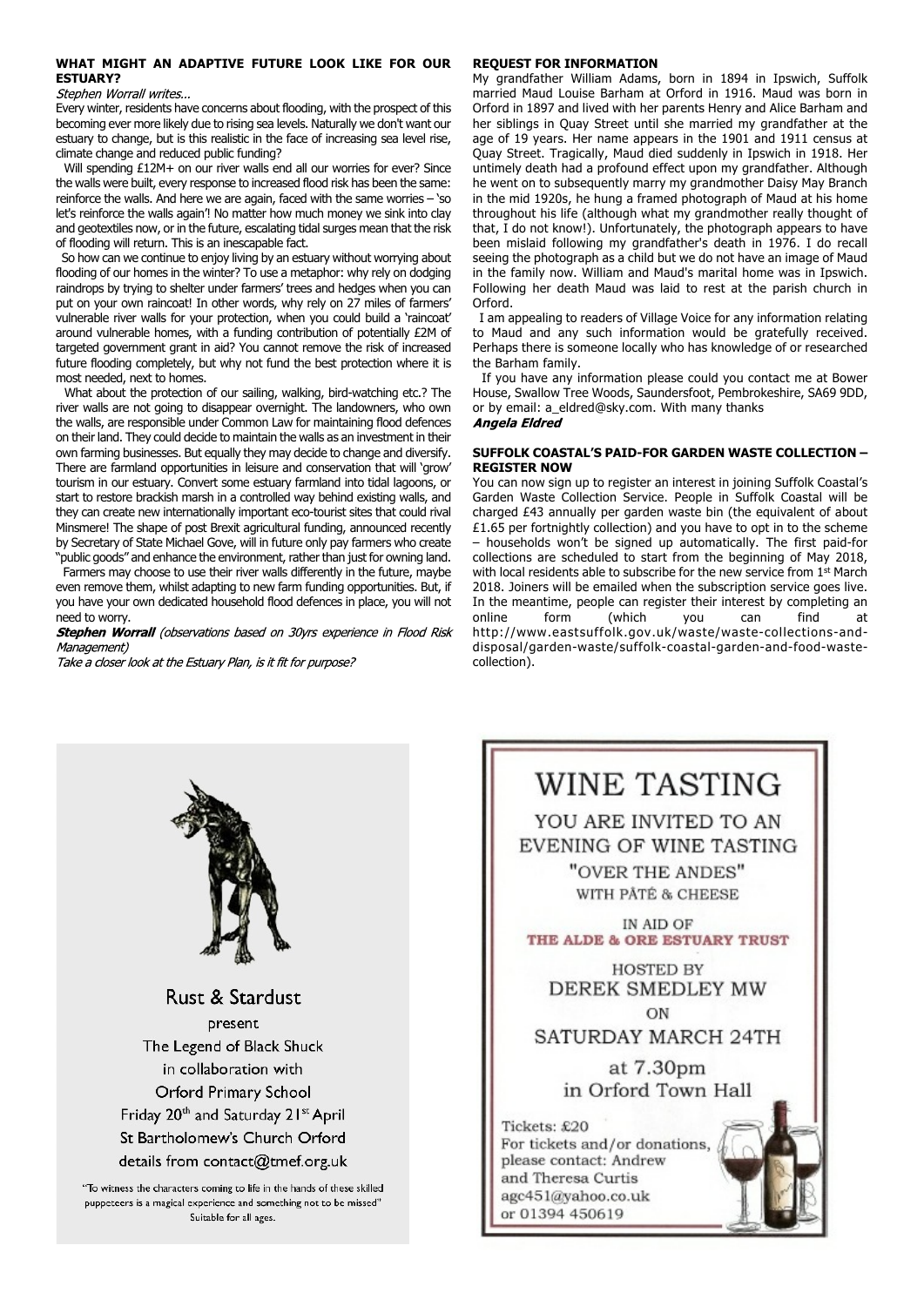### WHAT MIGHT AN ADAPTIVE FUTURE LOOK LIKE FOR OUR ESTUARY?

*Stephen Worrall writes...*

Every winter, residents have concerns about flooding, with the prospect of this becoming ever more likely due to rising sea levels. Naturally we don't want our estuary to change, but is this realistic in the face of increasing sea level rise, climate change and reduced public funding?

Will spending £12M+ on our river walls end all our worries for ever? Since the walls were built, every response to increased flood risk has been the same: reinforce the walls. And here we are again, faced with the same worries – 'so let's reinforce the walls again'! No matter how much money we sink into clay and geotextiles now, or in the future, escalating tidal surges mean that the risk of flooding will return. This is an inescapable fact.

So how can we continue to enjoy living by an estuary without worrying about flooding of our homes in the winter? To use a metaphor: why rely on dodging raindrops by trying to shelter under farmers' trees and hedges when you can put on your own raincoat! In other words, why rely on 27 miles of farmers' vulnerable river walls for your protection, when you could build a 'raincoat' around vulnerable homes, with a funding contribution of potentially £2M of targeted government grant in aid? You cannot remove the risk of increased future flooding completely, but why not fund the best protection where it is most needed, next to homes.

What about the protection of our sailing, walking, bird-watching etc.? The river walls are not going to disappear overnight. The landowners, who own the walls, are responsible under Common Law for maintaining flood defences on their land. They could decide to maintain the walls as an investment in their own farming businesses. But equally they may decide to change and diversify. There are farmland opportunities in leisure and conservation that will 'grow' tourism in our estuary. Convert some estuary farmland into tidal lagoons, or start to restore brackish marsh in a controlled way behind existing walls, and they can create new internationally important eco-tourist sites that could rival Minsmere! The shape of post Brexit agricultural funding, announced recently by Secretary of State Michael Gove, will in future only pay farmers who create "public goods" and enhance the environment, rather than just for owning land.

Farmers may choose to use their river walls differently in the future, maybe even remove them, whilst adapting to new farm funding opportunities. But, if you have your own dedicated household flood defences in place, you will not need to worry.

***Stephen Worrall*** *(observations based on 30yrs experience in Flood Risk Management)*

*Take a closer look at the Estuary Plan, is it fit for purpose?*

### REQUEST FOR INFORMATION

My grandfather William Adams, born in 1894 in Ipswich, Suffolk married Maud Louise Barham at Orford in 1916. Maud was born in Orford in 1897 and lived with her parents Henry and Alice Barham and her siblings in Quay Street until she married my grandfather at the age of 19 years. Her name appears in the 1901 and 1911 census at Quay Street. Tragically, Maud died suddenly in Ipswich in 1918. Her untimely death had a profound effect upon my grandfather. Although he went on to subsequently marry my grandmother Daisy May Branch in the mid 1920s, he hung a framed photograph of Maud at his home throughout his life (although what my grandmother really thought of that, I do not know!). Unfortunately, the photograph appears to have been mislaid following my grandfather's death in 1976. I do recall seeing the photograph as a child but we do not have an image of Maud in the family now. William and Maud's marital home was in Ipswich. Following her death Maud was laid to rest at the parish church in Orford.

I am appealing to readers of Village Voice for any information relating to Maud and any such information would be gratefully received. Perhaps there is someone locally who has knowledge of or researched the Barham family.

If you have any information please could you contact me at Bower House, Swallow Tree Woods, Saundersfoot, Pembrokeshire, SA69 9DD, or by email: a_eldred@sky.com. With many thanks

***Angela Eldred***

### SUFFOLK COASTAL'S PAID-FOR GARDEN WASTE COLLECTION – REGISTER NOW

You can now sign up to register an interest in joining Suffolk Coastal's Garden Waste Collection Service. People in Suffolk Coastal will be charged £43 annually per garden waste bin (the equivalent of about £1.65 per fortnightly collection) and you have to opt in to the scheme – households won't be signed up automatically. The first paid-for collections are scheduled to start from the beginning of May 2018, with local residents able to subscribe for the new service from 1st March 2018. Joiners will be emailed when the subscription service goes live. In the meantime, people can register their interest by completing an online form (which you can find at http://www.eastsuffolk.gov.uk/waste/waste-collections-and-disposal/garden-waste/suffolk-coastal-garden-and-food-waste-collection).

---

Rust & Stardust

present

The Legend of Black Shuck

in collaboration with

Orford Primary School

Friday 20th and Saturday 21st April

St Bartholomew's Church Orford

details from contact@tmef.org.uk

"To witness the characters coming to life in the hands of these skilled puppeteers is a magical experience and something not to be missed"

Suitable for all ages.

---

## WINE TASTING

YOU ARE INVITED TO AN EVENING OF WINE TASTING

"OVER THE ANDES"

WITH PÂTÉ & CHEESE

IN AID OF

**THE ALDE & ORE ESTUARY TRUST**

HOSTED BY

DEREK SMEDLEY MW

ON

SATURDAY MARCH 24TH

at 7.30pm

in Orford Town Hall

Tickets: £20

For tickets and/or donations, please contact: Andrew and Theresa Curtis

agc451@yahoo.co.uk

or 01394 450619